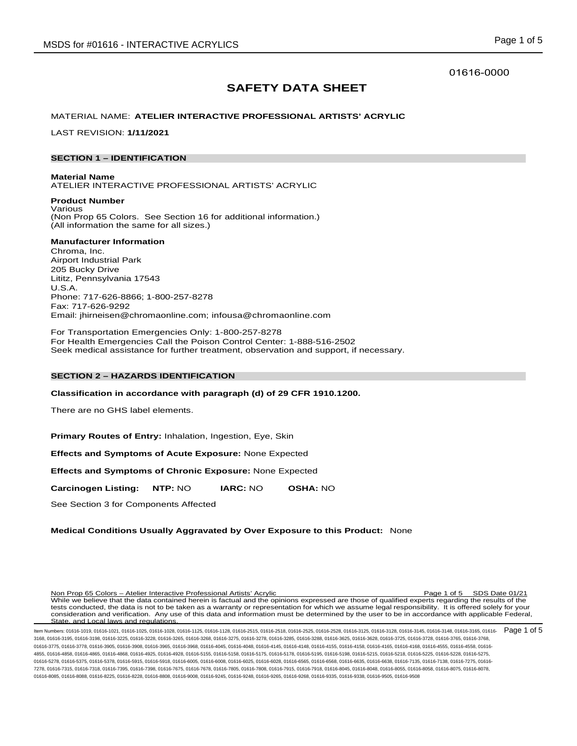01616-0000

# SAFETY DATA SHEET

MATERIAL NAME: **ATELIER INTERACTIVE PROFESSIONAL ARTISTS' ACRYLIC**

LAST REVISION: **1/11/2021**

## SECTION 1 – IDENTIFICATION

**Material Name**
ATELIER INTERACTIVE PROFESSIONAL ARTISTS' ACRYLIC

**Product Number**
Various
(Non Prop 65 Colors. See Section 16 for additional information.)
(All information the same for all sizes.)

**Manufacturer Information**
Chroma, Inc.
Airport Industrial Park
205 Bucky Drive
Lititz, Pennsylvania 17543
U.S.A.
Phone: 717-626-8866; 1-800-257-8278
Fax: 717-626-9292
Email: jhirneisen@chromaonline.com; infousa@chromaonline.com

For Transportation Emergencies Only: 1-800-257-8278
For Health Emergencies Call the Poison Control Center: 1-888-516-2502
Seek medical assistance for further treatment, observation and support, if necessary.

## SECTION 2 – HAZARDS IDENTIFICATION

**Classification in accordance with paragraph (d) of 29 CFR 1910.1200.**

There are no GHS label elements.

**Primary Routes of Entry:** Inhalation, Ingestion, Eye, Skin

**Effects and Symptoms of Acute Exposure:** None Expected

**Effects and Symptoms of Chronic Exposure:** None Expected

**Carcinogen Listing:** **NTP:** NO **IARC:** NO **OSHA:** NO

See Section 3 for Components Affected

**Medical Conditions Usually Aggravated by Over Exposure to this Product:** None

Non Prop 65 Colors – Atelier Interactive Professional Artists' Acrylic SDS Date 01/21
While we believe that the data contained herein is factual and the opinions expressed are those of qualified experts regarding the results of the tests conducted, the data is not to be taken as a warranty or representation for which we assume legal responsibility. It is offered solely for your consideration and verification. Any use of this data and information must be determined by the user to be in accordance with applicable Federal, State, and Local laws and regulations.

Item Numbers: 01616-1019, 01616-1021, 01616-1025, 01616-1028, 01616-1125, 01616-1128, 01616-2515, 01616-2518, 01616-2525, 01616-2528, 01616-3125, 01616-3128, 01616-3145, 01616-3148, 01616-3165, 01616-3168, 01616-3195, 01616-3198, 01616-3225, 01616-3228, 01616-3265, 01616-3268, 01616-3275, 01616-3278, 01616-3285, 01616-3288, 01616-3625, 01616-3628, 01616-3725, 01616-3728, 01616-3765, 01616-3768, 01616-3775, 01616-3778, 01616-3905, 01616-3908, 01616-3965, 01616-3968, 01616-4045, 01616-4048, 01616-4145, 01616-4148, 01616-4155, 01616-4158, 01616-4165, 01616-4168, 01616-4555, 01616-4558, 01616-4855, 01616-4858, 01616-4865, 01616-4868, 01616-4925, 01616-4928, 01616-5155, 01616-5158, 01616-5175, 01616-5178, 01616-5195, 01616-5198, 01616-5215, 01616-5218, 01616-5225, 01616-5228, 01616-5275, 01616-5278, 01616-5375, 01616-5378, 01616-5915, 01616-5918, 01616-6005, 01616-6008, 01616-6025, 01616-6028, 01616-6565, 01616-6568, 01616-6635, 01616-6638, 01616-7135, 01616-7138, 01616-7275, 01616-7278, 01616-7315, 01616-7318, 01616-7395, 01616-7398, 01616-7675, 01616-7678, 01616-7805, 01616-7808, 01616-7915, 01616-7918, 01616-8045, 01616-8048, 01616-8055, 01616-8058, 01616-8075, 01616-8078, 01616-8085, 01616-8088, 01616-8225, 01616-8228, 01616-8808, 01616-9008, 01616-9245, 01616-9248, 01616-9265, 01616-9268, 01616-9335, 01616-9338, 01616-9505, 01616-9508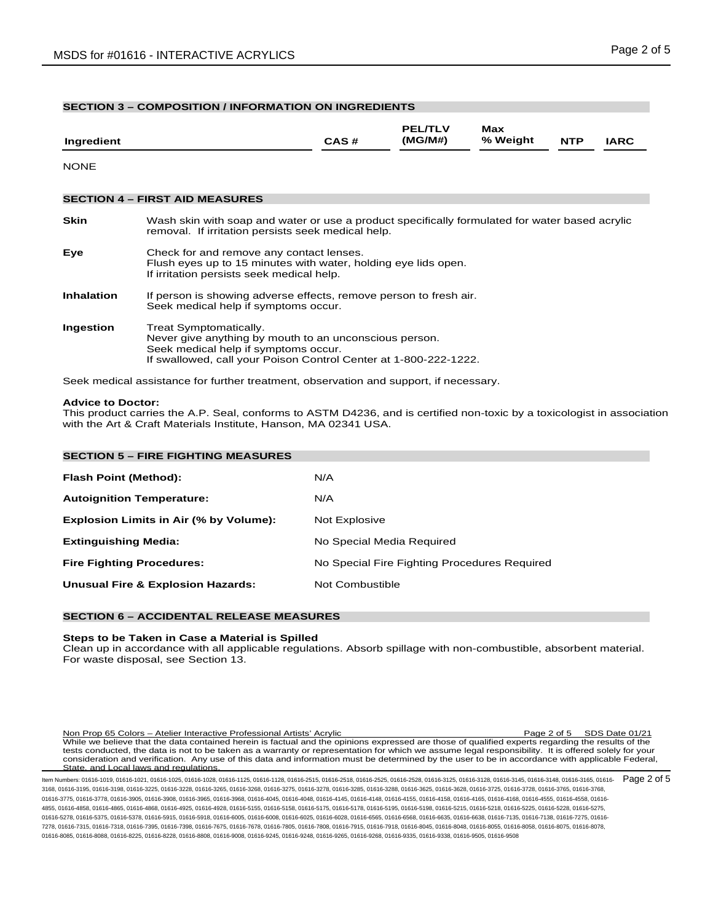## SECTION 3 – COMPOSITION / INFORMATION ON INGREDIENTS

| Ingredient | CAS # | PEL/TLV (MG/M#) | Max % Weight | NTP | IARC |
|---|---|---|---|---|---|
| NONE | | | | | |

## SECTION 4 – FIRST AID MEASURES

**Skin** Wash skin with soap and water or use a product specifically formulated for water based acrylic removal. If irritation persists seek medical help.

**Eye** Check for and remove any contact lenses.
Flush eyes up to 15 minutes with water, holding eye lids open.
If irritation persists seek medical help.

**Inhalation** If person is showing adverse effects, remove person to fresh air.
Seek medical help if symptoms occur.

**Ingestion** Treat Symptomatically.
Never give anything by mouth to an unconscious person.
Seek medical help if symptoms occur.
If swallowed, call your Poison Control Center at 1-800-222-1222.

Seek medical assistance for further treatment, observation and support, if necessary.

**Advice to Doctor:**
This product carries the A.P. Seal, conforms to ASTM D4236, and is certified non-toxic by a toxicologist in association with the Art & Craft Materials Institute, Hanson, MA 02341 USA.

## SECTION 5 – FIRE FIGHTING MEASURES

| | |
|---|---|
| **Flash Point (Method):** | N/A |
| **Autoignition Temperature:** | N/A |
| **Explosion Limits in Air (% by Volume):** | Not Explosive |
| **Extinguishing Media:** | No Special Media Required |
| **Fire Fighting Procedures:** | No Special Fire Fighting Procedures Required |
| **Unusual Fire & Explosion Hazards:** | Not Combustible |

## SECTION 6 – ACCIDENTAL RELEASE MEASURES

**Steps to be Taken in Case a Material is Spilled**
Clean up in accordance with all applicable regulations. Absorb spillage with non-combustible, absorbent material. For waste disposal, see Section 13.

Non Prop 65 Colors – Atelier Interactive Professional Artists' Acrylic SDS Date 01/21
While we believe that the data contained herein is factual and the opinions expressed are those of qualified experts regarding the results of the tests conducted, the data is not to be taken as a warranty or representation for which we assume legal responsibility. It is offered solely for your consideration and verification. Any use of this data and information must be determined by the user to be in accordance with applicable Federal, State, and Local laws and regulations.

Item Numbers: 01616-1019, 01616-1021, 01616-1025, 01616-1028, 01616-1125, 01616-1128, 01616-2515, 01616-2518, 01616-2525, 01616-2528, 01616-3125, 01616-3128, 01616-3145, 01616-3148, 01616-3165, 01616-3168, 01616-3195, 01616-3198, 01616-3225, 01616-3228, 01616-3265, 01616-3268, 01616-3275, 01616-3278, 01616-3285, 01616-3288, 01616-3625, 01616-3628, 01616-3725, 01616-3728, 01616-3765, 01616-3768, 01616-3775, 01616-3778, 01616-3905, 01616-3908, 01616-3965, 01616-3968, 01616-4045, 01616-4048, 01616-4145, 01616-4148, 01616-4155, 01616-4158, 01616-4165, 01616-4168, 01616-4555, 01616-4558, 01616-4855, 01616-4858, 01616-4865, 01616-4868, 01616-4925, 01616-4928, 01616-5155, 01616-5158, 01616-5175, 01616-5178, 01616-5195, 01616-5198, 01616-5215, 01616-5218, 01616-5225, 01616-5228, 01616-5275, 01616-5278, 01616-5375, 01616-5378, 01616-5915, 01616-5918, 01616-6005, 01616-6008, 01616-6025, 01616-6028, 01616-6565, 01616-6568, 01616-6635, 01616-6638, 01616-7135, 01616-7138, 01616-7275, 01616-7278, 01616-7315, 01616-7318, 01616-7395, 01616-7398, 01616-7675, 01616-7678, 01616-7805, 01616-7808, 01616-7915, 01616-7918, 01616-8045, 01616-8048, 01616-8055, 01616-8058, 01616-8075, 01616-8078, 01616-8085, 01616-8088, 01616-8225, 01616-8228, 01616-8808, 01616-9008, 01616-9245, 01616-9248, 01616-9265, 01616-9268, 01616-9335, 01616-9338, 01616-9505, 01616-9508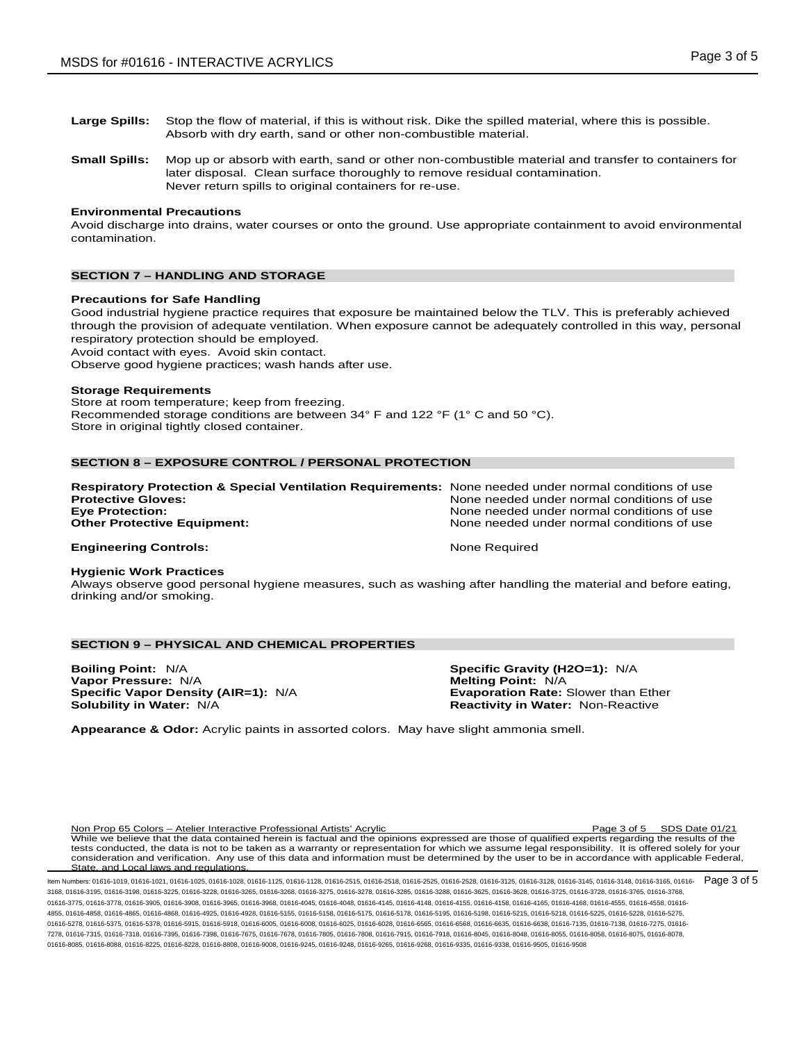**Large Spills:** Stop the flow of material, if this is without risk. Dike the spilled material, where this is possible. Absorb with dry earth, sand or other non-combustible material.

**Small Spills:** Mop up or absorb with earth, sand or other non-combustible material and transfer to containers for later disposal. Clean surface thoroughly to remove residual contamination. Never return spills to original containers for re-use.

**Environmental Precautions**

Avoid discharge into drains, water courses or onto the ground. Use appropriate containment to avoid environmental contamination.

## SECTION 7 – HANDLING AND STORAGE

**Precautions for Safe Handling**

Good industrial hygiene practice requires that exposure be maintained below the TLV. This is preferably achieved through the provision of adequate ventilation. When exposure cannot be adequately controlled in this way, personal respiratory protection should be employed.
Avoid contact with eyes. Avoid skin contact.
Observe good hygiene practices; wash hands after use.

**Storage Requirements**

Store at room temperature; keep from freezing.
Recommended storage conditions are between 34° F and 122 °F (1° C and 50 °C).
Store in original tightly closed container.

## SECTION 8 – EXPOSURE CONTROL / PERSONAL PROTECTION

**Respiratory Protection & Special Ventilation Requirements:** None needed under normal conditions of use
**Protective Gloves:** None needed under normal conditions of use
**Eye Protection:** None needed under normal conditions of use
**Other Protective Equipment:** None needed under normal conditions of use

**Engineering Controls:** None Required

**Hygienic Work Practices**

Always observe good personal hygiene measures, such as washing after handling the material and before eating, drinking and/or smoking.

## SECTION 9 – PHYSICAL AND CHEMICAL PROPERTIES

**Boiling Point:** N/A
**Vapor Pressure:** N/A
**Specific Vapor Density (AIR=1):** N/A
**Solubility in Water:** N/A
**Specific Gravity (H2O=1):** N/A
**Melting Point:** N/A
**Evaporation Rate:** Slower than Ether
**Reactivity in Water:** Non-Reactive

**Appearance & Odor:** Acrylic paints in assorted colors. May have slight ammonia smell.

Non Prop 65 Colors – Atelier Interactive Professional Artists' Acrylic SDS Date 01/21
While we believe that the data contained herein is factual and the opinions expressed are those of qualified experts regarding the results of the tests conducted, the data is not to be taken as a warranty or representation for which we assume legal responsibility. It is offered solely for your consideration and verification. Any use of this data and information must be determined by the user to be in accordance with applicable Federal, State, and Local laws and regulations.

Item Numbers: 01616-1019, 01616-1021, 01616-1025, 01616-1028, 01616-1125, 01616-1128, 01616-2515, 01616-2518, 01616-2525, 01616-2528, 01616-3125, 01616-3128, 01616-3145, 01616-3148, 01616-3165, 01616-3168, 01616-3195, 01616-3198, 01616-3225, 01616-3228, 01616-3265, 01616-3268, 01616-3275, 01616-3278, 01616-3285, 01616-3288, 01616-3625, 01616-3628, 01616-3725, 01616-3728, 01616-3765, 01616-3768, 01616-3775, 01616-3778, 01616-3905, 01616-3908, 01616-3965, 01616-3968, 01616-4045, 01616-4048, 01616-4145, 01616-4148, 01616-4155, 01616-4158, 01616-4165, 01616-4168, 01616-4555, 01616-4558, 01616-4855, 01616-4858, 01616-4865, 01616-4868, 01616-4925, 01616-4928, 01616-5155, 01616-5158, 01616-5175, 01616-5178, 01616-5195, 01616-5198, 01616-5215, 01616-5218, 01616-5225, 01616-5228, 01616-5275, 01616-5278, 01616-5375, 01616-5378, 01616-5915, 01616-5918, 01616-6005, 01616-6008, 01616-6025, 01616-6028, 01616-6565, 01616-6568, 01616-6635, 01616-6638, 01616-7135, 01616-7138, 01616-7275, 01616-7278, 01616-7315, 01616-7318, 01616-7395, 01616-7398, 01616-7675, 01616-7678, 01616-7805, 01616-7808, 01616-7915, 01616-7918, 01616-8045, 01616-8048, 01616-8055, 01616-8058, 01616-8075, 01616-8078, 01616-8085, 01616-8088, 01616-8225, 01616-8228, 01616-8808, 01616-9008, 01616-9245, 01616-9248, 01616-9265, 01616-9268, 01616-9335, 01616-9338, 01616-9505, 01616-9508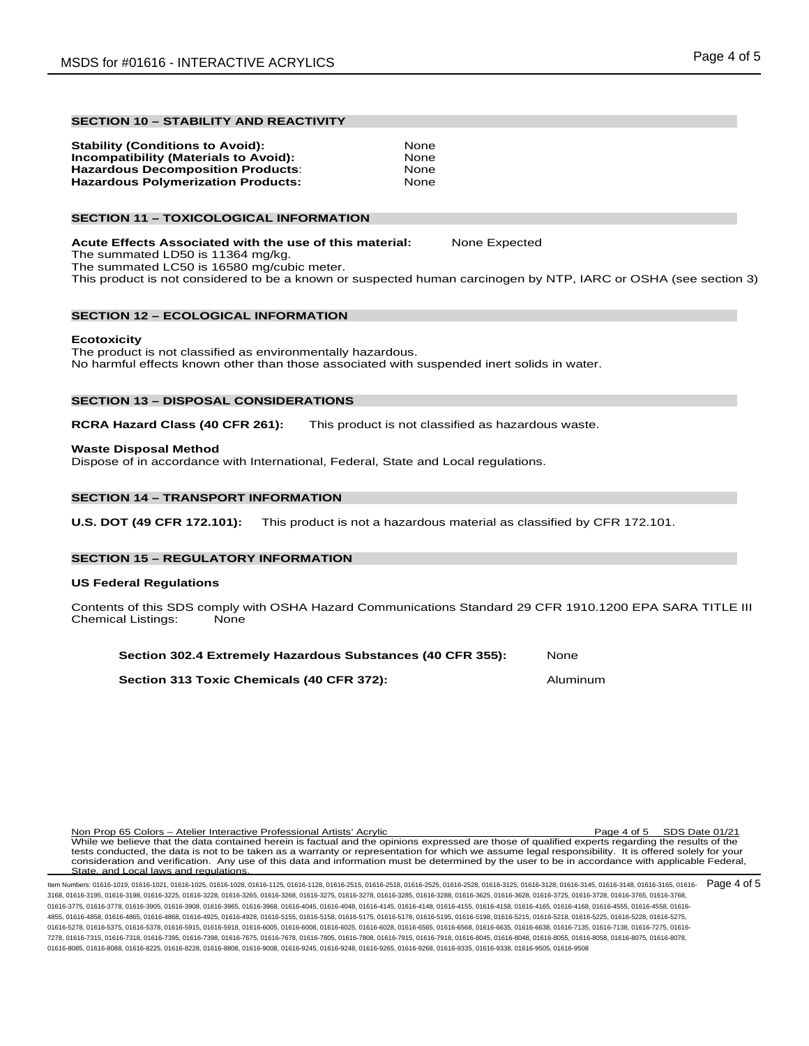## SECTION 10 – STABILITY AND REACTIVITY

| | |
|---|---|
| **Stability (Conditions to Avoid):** | None |
| **Incompatibility (Materials to Avoid):** | None |
| **Hazardous Decomposition Products**: | None |
| **Hazardous Polymerization Products:** | None |

## SECTION 11 – TOXICOLOGICAL INFORMATION

**Acute Effects Associated with the use of this material:** None Expected
The summated LD50 is 11364 mg/kg.
The summated LC50 is 16580 mg/cubic meter.
This product is not considered to be a known or suspected human carcinogen by NTP, IARC or OSHA (see section 3)

## SECTION 12 – ECOLOGICAL INFORMATION

**Ecotoxicity**
The product is not classified as environmentally hazardous.
No harmful effects known other than those associated with suspended inert solids in water.

## SECTION 13 – DISPOSAL CONSIDERATIONS

**RCRA Hazard Class (40 CFR 261):** This product is not classified as hazardous waste.

**Waste Disposal Method**
Dispose of in accordance with International, Federal, State and Local regulations.

## SECTION 14 – TRANSPORT INFORMATION

**U.S. DOT (49 CFR 172.101):** This product is not a hazardous material as classified by CFR 172.101.

## SECTION 15 – REGULATORY INFORMATION

**US Federal Regulations**

Contents of this SDS comply with OSHA Hazard Communications Standard 29 CFR 1910.1200 EPA SARA TITLE III Chemical Listings: None

| | |
|---|---|
| **Section 302.4 Extremely Hazardous Substances (40 CFR 355):** | None |
| **Section 313 Toxic Chemicals (40 CFR 372):** | Aluminum |

Non Prop 65 Colors – Atelier Interactive Professional Artists' Acrylic SDS Date 01/21
While we believe that the data contained herein is factual and the opinions expressed are those of qualified experts regarding the results of the tests conducted, the data is not to be taken as a warranty or representation for which we assume legal responsibility. It is offered solely for your consideration and verification. Any use of this data and information must be determined by the user to be in accordance with applicable Federal, State, and Local laws and regulations.

Item Numbers: 01616-1019, 01616-1021, 01616-1025, 01616-1028, 01616-1125, 01616-1128, 01616-2515, 01616-2518, 01616-2525, 01616-2528, 01616-3125, 01616-3128, 01616-3145, 01616-3148, 01616-3165, 01616-3168, 01616-3195, 01616-3198, 01616-3225, 01616-3228, 01616-3265, 01616-3268, 01616-3275, 01616-3278, 01616-3285, 01616-3288, 01616-3625, 01616-3628, 01616-3725, 01616-3728, 01616-3765, 01616-3768, 01616-3775, 01616-3778, 01616-3905, 01616-3908, 01616-3965, 01616-3968, 01616-4045, 01616-4048, 01616-4145, 01616-4148, 01616-4155, 01616-4158, 01616-4165, 01616-4168, 01616-4555, 01616-4558, 01616-4855, 01616-4858, 01616-4865, 01616-4868, 01616-4925, 01616-4928, 01616-5155, 01616-5158, 01616-5175, 01616-5178, 01616-5195, 01616-5198, 01616-5215, 01616-5218, 01616-5225, 01616-5228, 01616-5275, 01616-5278, 01616-5375, 01616-5378, 01616-5915, 01616-5918, 01616-6005, 01616-6008, 01616-6025, 01616-6028, 01616-6565, 01616-6568, 01616-6635, 01616-6638, 01616-7135, 01616-7138, 01616-7275, 01616-7278, 01616-7315, 01616-7318, 01616-7395, 01616-7398, 01616-7675, 01616-7678, 01616-7805, 01616-7808, 01616-7915, 01616-7918, 01616-8045, 01616-8048, 01616-8055, 01616-8058, 01616-8075, 01616-8078, 01616-8085, 01616-8088, 01616-8225, 01616-8228, 01616-8808, 01616-9008, 01616-9245, 01616-9248, 01616-9265, 01616-9268, 01616-9335, 01616-9338, 01616-9505, 01616-9508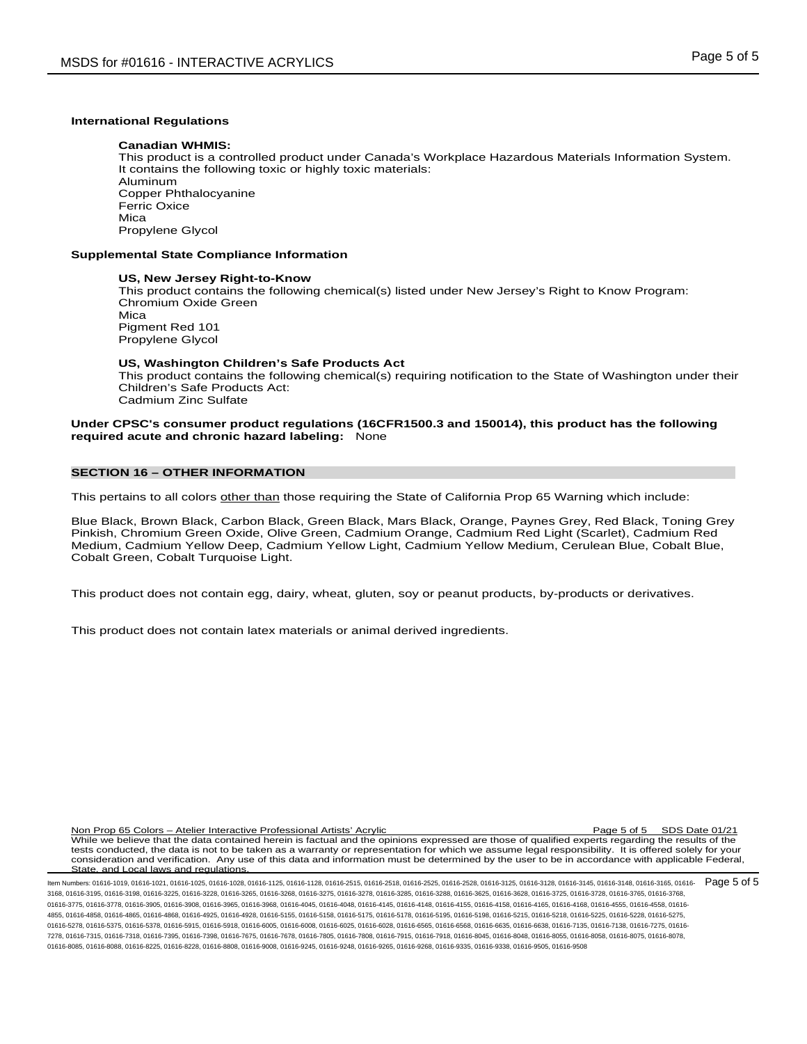### International Regulations

**Canadian WHMIS:**
This product is a controlled product under Canada's Workplace Hazardous Materials Information System. It contains the following toxic or highly toxic materials:
Aluminum
Copper Phthalocyanine
Ferric Oxice
Mica
Propylene Glycol

### Supplemental State Compliance Information

**US, New Jersey Right-to-Know**
This product contains the following chemical(s) listed under New Jersey's Right to Know Program:
Chromium Oxide Green
Mica
Pigment Red 101
Propylene Glycol

**US, Washington Children's Safe Products Act**
This product contains the following chemical(s) requiring notification to the State of Washington under their Children's Safe Products Act:
Cadmium Zinc Sulfate

**Under CPSC's consumer product regulations (16CFR1500.3 and 150014), this product has the following required acute and chronic hazard labeling:** None

## SECTION 16 – OTHER INFORMATION

This pertains to all colors other than those requiring the State of California Prop 65 Warning which include:

Blue Black, Brown Black, Carbon Black, Green Black, Mars Black, Orange, Paynes Grey, Red Black, Toning Grey Pinkish, Chromium Green Oxide, Olive Green, Cadmium Orange, Cadmium Red Light (Scarlet), Cadmium Red Medium, Cadmium Yellow Deep, Cadmium Yellow Light, Cadmium Yellow Medium, Cerulean Blue, Cobalt Blue, Cobalt Green, Cobalt Turquoise Light.

This product does not contain egg, dairy, wheat, gluten, soy or peanut products, by-products or derivatives.

This product does not contain latex materials or animal derived ingredients.

Non Prop 65 Colors – Atelier Interactive Professional Artists' Acrylic — SDS Date 01/21

While we believe that the data contained herein is factual and the opinions expressed are those of qualified experts regarding the results of the tests conducted, the data is not to be taken as a warranty or representation for which we assume legal responsibility. It is offered solely for your consideration and verification. Any use of this data and information must be determined by the user to be in accordance with applicable Federal, State, and Local laws and regulations.

Item Numbers: 01616-1019, 01616-1021, 01616-1025, 01616-1028, 01616-1125, 01616-1128, 01616-2515, 01616-2518, 01616-2525, 01616-2528, 01616-3125, 01616-3128, 01616-3145, 01616-3148, 01616-3165, 01616-3168, 01616-3195, 01616-3198, 01616-3225, 01616-3228, 01616-3265, 01616-3268, 01616-3275, 01616-3278, 01616-3285, 01616-3288, 01616-3625, 01616-3628, 01616-3725, 01616-3728, 01616-3765, 01616-3768, 01616-3775, 01616-3778, 01616-3905, 01616-3908, 01616-3965, 01616-3968, 01616-4045, 01616-4048, 01616-4145, 01616-4148, 01616-4155, 01616-4158, 01616-4165, 01616-4168, 01616-4555, 01616-4558, 01616-4855, 01616-4858, 01616-4865, 01616-4868, 01616-4925, 01616-4928, 01616-5155, 01616-5158, 01616-5175, 01616-5178, 01616-5195, 01616-5198, 01616-5215, 01616-5218, 01616-5225, 01616-5228, 01616-5275, 01616-5278, 01616-5375, 01616-5378, 01616-5915, 01616-5918, 01616-6005, 01616-6008, 01616-6025, 01616-6028, 01616-6565, 01616-6568, 01616-6635, 01616-6638, 01616-7135, 01616-7138, 01616-7275, 01616-7278, 01616-7315, 01616-7318, 01616-7395, 01616-7398, 01616-7675, 01616-7678, 01616-7805, 01616-7808, 01616-7915, 01616-7918, 01616-8045, 01616-8048, 01616-8055, 01616-8058, 01616-8075, 01616-8078, 01616-8085, 01616-8088, 01616-8225, 01616-8228, 01616-8808, 01616-9008, 01616-9245, 01616-9248, 01616-9265, 01616-9268, 01616-9335, 01616-9338, 01616-9505, 01616-9508